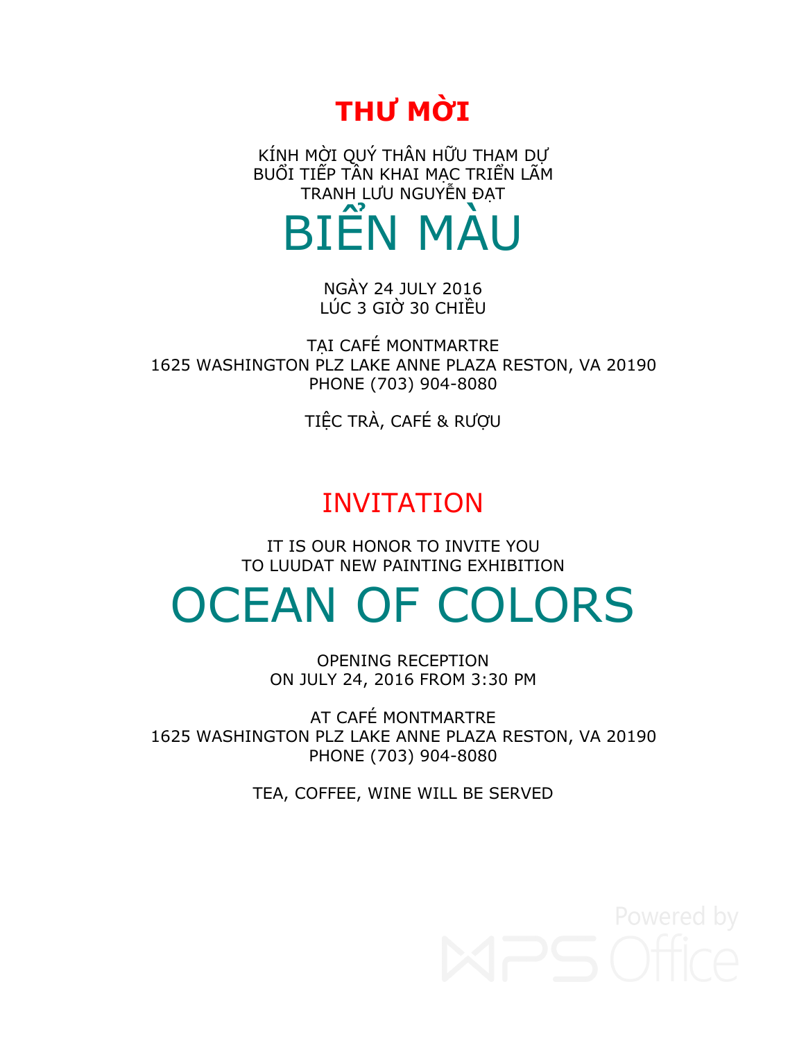# THƯ MỜI

KÍNH MỜI QUÝ THÂN HỮU THAM DỰ
BUỔI TIẾP TÂN KHAI MẠC TRIỂN LÃM
TRANH LƯU NGUYỄN ĐẠT

# BIỂN MÀU

NGÀY 24 JULY 2016
LÚC 3 GIỜ 30 CHIỀU

TẠI CAFÉ MONTMARTRE
1625 WASHINGTON PLZ LAKE ANNE PLAZA RESTON, VA 20190
PHONE (703) 904-8080

TIỆC TRÀ, CAFÉ & RƯỢU

## INVITATION

IT IS OUR HONOR TO INVITE YOU
TO LUUDAT NEW PAINTING EXHIBITION

# OCEAN OF COLORS

OPENING RECEPTION
ON JULY 24, 2016 FROM 3:30 PM

AT CAFÉ MONTMARTRE
1625 WASHINGTON PLZ LAKE ANNE PLAZA RESTON, VA 20190
PHONE (703) 904-8080

TEA, COFFEE, WINE WILL BE SERVED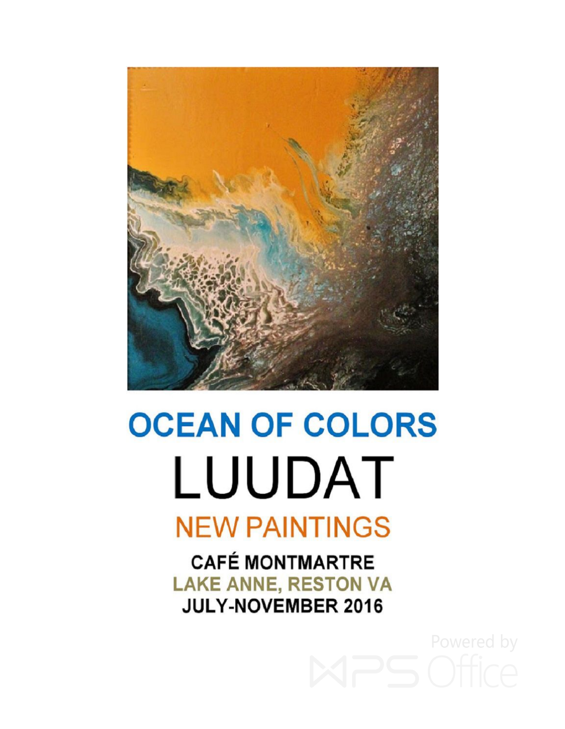# OCEAN OF COLORS

# LUUDAT

## NEW PAINTINGS

**CAFÉ MONTMARTRE**
**LAKE ANNE, RESTON VA**
**JULY-NOVEMBER 2016**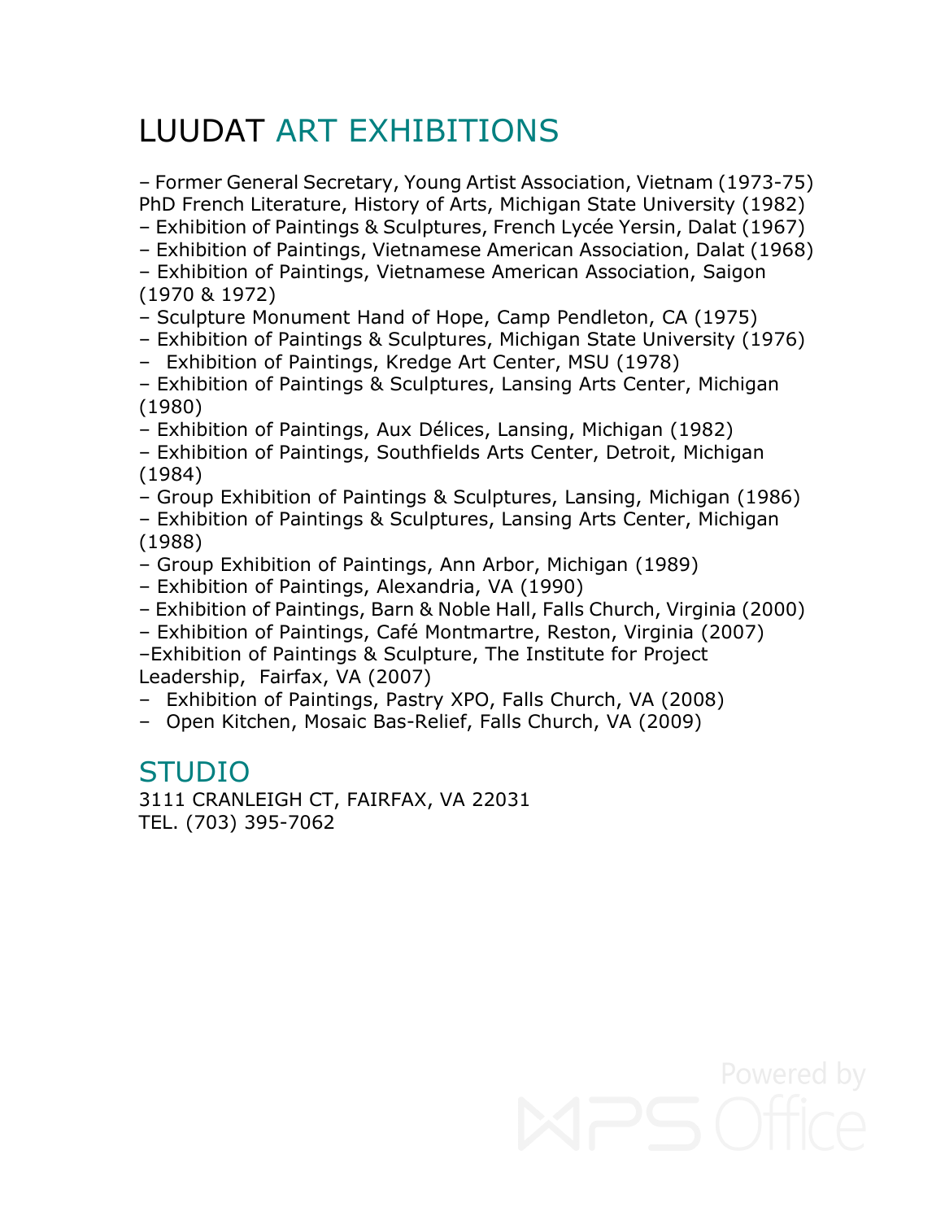# LUUDAT ART EXHIBITIONS

– Former General Secretary, Young Artist Association, Vietnam (1973-75)
PhD French Literature, History of Arts, Michigan State University (1982)
– Exhibition of Paintings & Sculptures, French Lycée Yersin, Dalat (1967)
– Exhibition of Paintings, Vietnamese American Association, Dalat (1968)
– Exhibition of Paintings, Vietnamese American Association, Saigon (1970 & 1972)
– Sculpture Monument Hand of Hope, Camp Pendleton, CA (1975)
– Exhibition of Paintings & Sculptures, Michigan State University (1976)
– Exhibition of Paintings, Kredge Art Center, MSU (1978)
– Exhibition of Paintings & Sculptures, Lansing Arts Center, Michigan (1980)
– Exhibition of Paintings, Aux Délices, Lansing, Michigan (1982)
– Exhibition of Paintings, Southfields Arts Center, Detroit, Michigan (1984)
– Group Exhibition of Paintings & Sculptures, Lansing, Michigan (1986)
– Exhibition of Paintings & Sculptures, Lansing Arts Center, Michigan (1988)
– Group Exhibition of Paintings, Ann Arbor, Michigan (1989)
– Exhibition of Paintings, Alexandria, VA (1990)
– Exhibition of Paintings, Barn & Noble Hall, Falls Church, Virginia (2000)
– Exhibition of Paintings, Café Montmartre, Reston, Virginia (2007)
–Exhibition of Paintings & Sculpture, The Institute for Project Leadership, Fairfax, VA (2007)
– Exhibition of Paintings, Pastry XPO, Falls Church, VA (2008)
– Open Kitchen, Mosaic Bas-Relief, Falls Church, VA (2009)

## STUDIO

3111 CRANLEIGH CT, FAIRFAX, VA 22031
TEL. (703) 395-7062